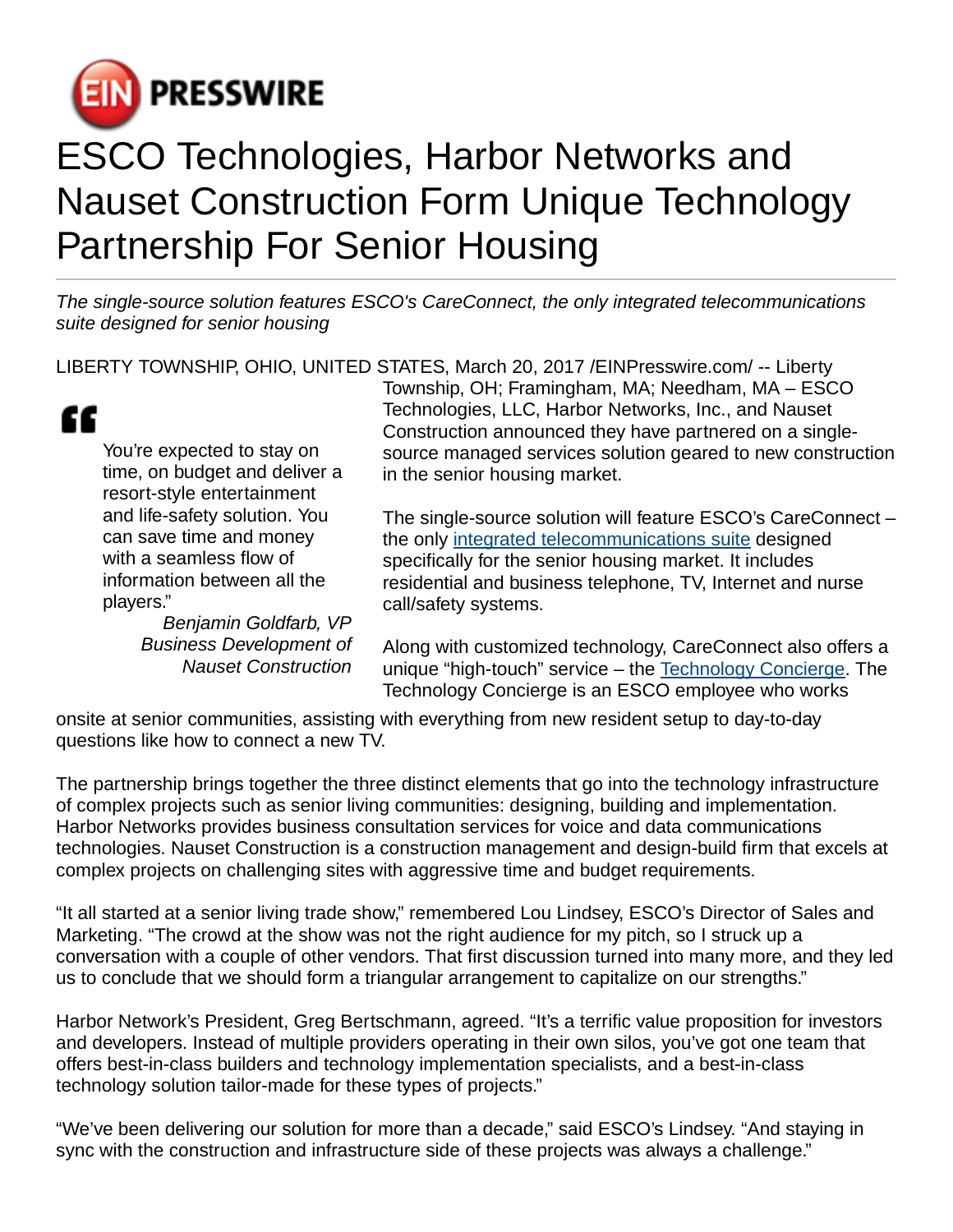# ESCO Technologies, Harbor Networks and Nauset Construction Form Unique Technology Partnership For Senior Housing

*The single-source solution features ESCO's CareConnect, the only integrated telecommunications suite designed for senior housing*

LIBERTY TOWNSHIP, OHIO, UNITED STATES, March 20, 2017 /EINPresswire.com/ -- Liberty Township, OH; Framingham, MA; Needham, MA – ESCO Technologies, LLC, Harbor Networks, Inc., and Nauset Construction announced they have partnered on a single-source managed services solution geared to new construction in the senior housing market.

> You're expected to stay on time, on budget and deliver a resort-style entertainment and life-safety solution. You can save time and money with a seamless flow of information between all the players."
>
> *Benjamin Goldfarb, VP Business Development of Nauset Construction*

The single-source solution will feature ESCO's CareConnect – the only [integrated telecommunications suite](integrated telecommunications suite) designed specifically for the senior housing market. It includes residential and business telephone, TV, Internet and nurse call/safety systems.

Along with customized technology, CareConnect also offers a unique "high-touch" service – the [Technology Concierge](Technology Concierge). The Technology Concierge is an ESCO employee who works onsite at senior communities, assisting with everything from new resident setup to day-to-day questions like how to connect a new TV.

The partnership brings together the three distinct elements that go into the technology infrastructure of complex projects such as senior living communities: designing, building and implementation. Harbor Networks provides business consultation services for voice and data communications technologies. Nauset Construction is a construction management and design-build firm that excels at complex projects on challenging sites with aggressive time and budget requirements.

"It all started at a senior living trade show," remembered Lou Lindsey, ESCO's Director of Sales and Marketing. "The crowd at the show was not the right audience for my pitch, so I struck up a conversation with a couple of other vendors. That first discussion turned into many more, and they led us to conclude that we should form a triangular arrangement to capitalize on our strengths."

Harbor Network's President, Greg Bertschmann, agreed. "It's a terrific value proposition for investors and developers. Instead of multiple providers operating in their own silos, you've got one team that offers best-in-class builders and technology implementation specialists, and a best-in-class technology solution tailor-made for these types of projects."

"We've been delivering our solution for more than a decade," said ESCO's Lindsey. "And staying in sync with the construction and infrastructure side of these projects was always a challenge."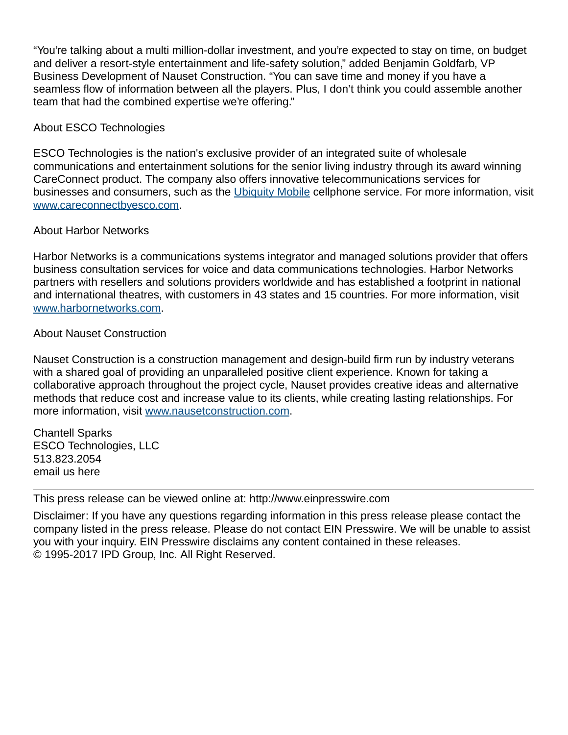“You’re talking about a multi million-dollar investment, and you’re expected to stay on time, on budget and deliver a resort-style entertainment and life-safety solution,” added Benjamin Goldfarb, VP Business Development of Nauset Construction. “You can save time and money if you have a seamless flow of information between all the players. Plus, I don’t think you could assemble another team that had the combined expertise we’re offering.”

## About ESCO Technologies

ESCO Technologies is the nation's exclusive provider of an integrated suite of wholesale communications and entertainment solutions for the senior living industry through its award winning CareConnect product. The company also offers innovative telecommunications services for businesses and consumers, such as the [Ubiquity Mobile](Ubiquity Mobile) cellphone service. For more information, visit [www.careconnectbyesco.com](www.careconnectbyesco.com).

## About Harbor Networks

Harbor Networks is a communications systems integrator and managed solutions provider that offers business consultation services for voice and data communications technologies. Harbor Networks partners with resellers and solutions providers worldwide and has established a footprint in national and international theatres, with customers in 43 states and 15 countries. For more information, visit [www.harbornetworks.com](www.harbornetworks.com).

## About Nauset Construction

Nauset Construction is a construction management and design-build firm run by industry veterans with a shared goal of providing an unparalleled positive client experience. Known for taking a collaborative approach throughout the project cycle, Nauset provides creative ideas and alternative methods that reduce cost and increase value to its clients, while creating lasting relationships. For more information, visit [www.nausetconstruction.com](www.nausetconstruction.com).

Chantell Sparks
ESCO Technologies, LLC
513.823.2054
email us here

---

This press release can be viewed online at: http://www.einpresswire.com

Disclaimer: If you have any questions regarding information in this press release please contact the company listed in the press release. Please do not contact EIN Presswire. We will be unable to assist you with your inquiry. EIN Presswire disclaims any content contained in these releases.
© 1995-2017 IPD Group, Inc. All Right Reserved.